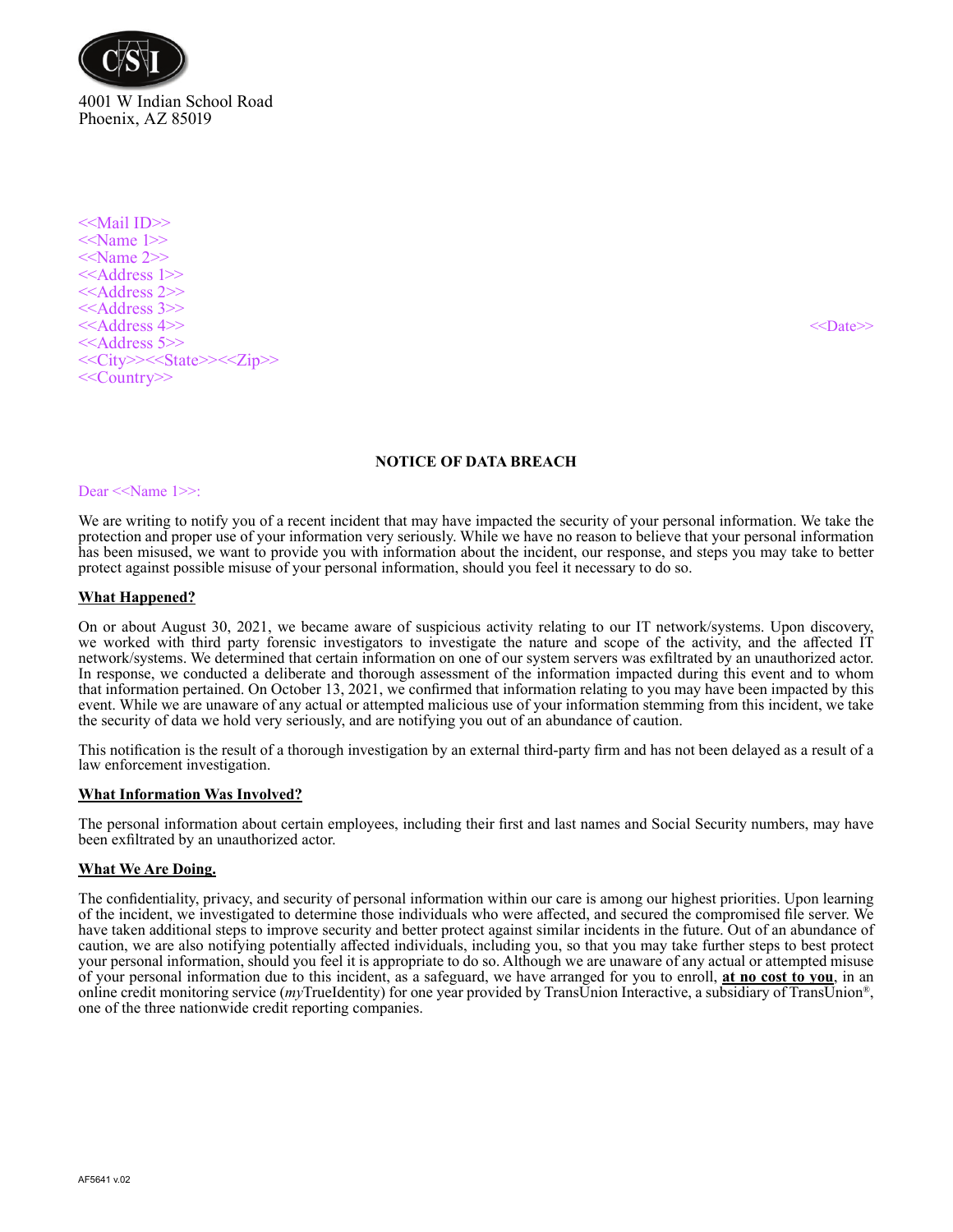CSI

4001 W Indian School Road
Phoenix, AZ 85019

<<Mail ID>>
<<Name 1>>
<<Name 2>>
<<Address 1>>
<<Address 2>>
<<Address 3>>
<<Address 4>>
<<Address 5>>
<<City>><<State>><<Zip>>
<<Country>>

<<Date>>

**NOTICE OF DATA BREACH**

Dear <<Name 1>>:

We are writing to notify you of a recent incident that may have impacted the security of your personal information. We take the protection and proper use of your information very seriously. While we have no reason to believe that your personal information has been misused, we want to provide you with information about the incident, our response, and steps you may take to better protect against possible misuse of your personal information, should you feel it necessary to do so.

**What Happened?**

On or about August 30, 2021, we became aware of suspicious activity relating to our IT network/systems. Upon discovery, we worked with third party forensic investigators to investigate the nature and scope of the activity, and the affected IT network/systems. We determined that certain information on one of our system servers was exfiltrated by an unauthorized actor. In response, we conducted a deliberate and thorough assessment of the information impacted during this event and to whom that information pertained. On October 13, 2021, we confirmed that information relating to you may have been impacted by this event. While we are unaware of any actual or attempted malicious use of your information stemming from this incident, we take the security of data we hold very seriously, and are notifying you out of an abundance of caution.

This notification is the result of a thorough investigation by an external third-party firm and has not been delayed as a result of a law enforcement investigation.

**What Information Was Involved?**

The personal information about certain employees, including their first and last names and Social Security numbers, may have been exfiltrated by an unauthorized actor.

**What We Are Doing.**

The confidentiality, privacy, and security of personal information within our care is among our highest priorities. Upon learning of the incident, we investigated to determine those individuals who were affected, and secured the compromised file server. We have taken additional steps to improve security and better protect against similar incidents in the future. Out of an abundance of caution, we are also notifying potentially affected individuals, including you, so that you may take further steps to best protect your personal information, should you feel it is appropriate to do so. Although we are unaware of any actual or attempted misuse of your personal information due to this incident, as a safeguard, we have arranged for you to enroll, **at no cost to you**, in an online credit monitoring service (*my*TrueIdentity) for one year provided by TransUnion Interactive, a subsidiary of TransUnion®, one of the three nationwide credit reporting companies.

AF5641 v.02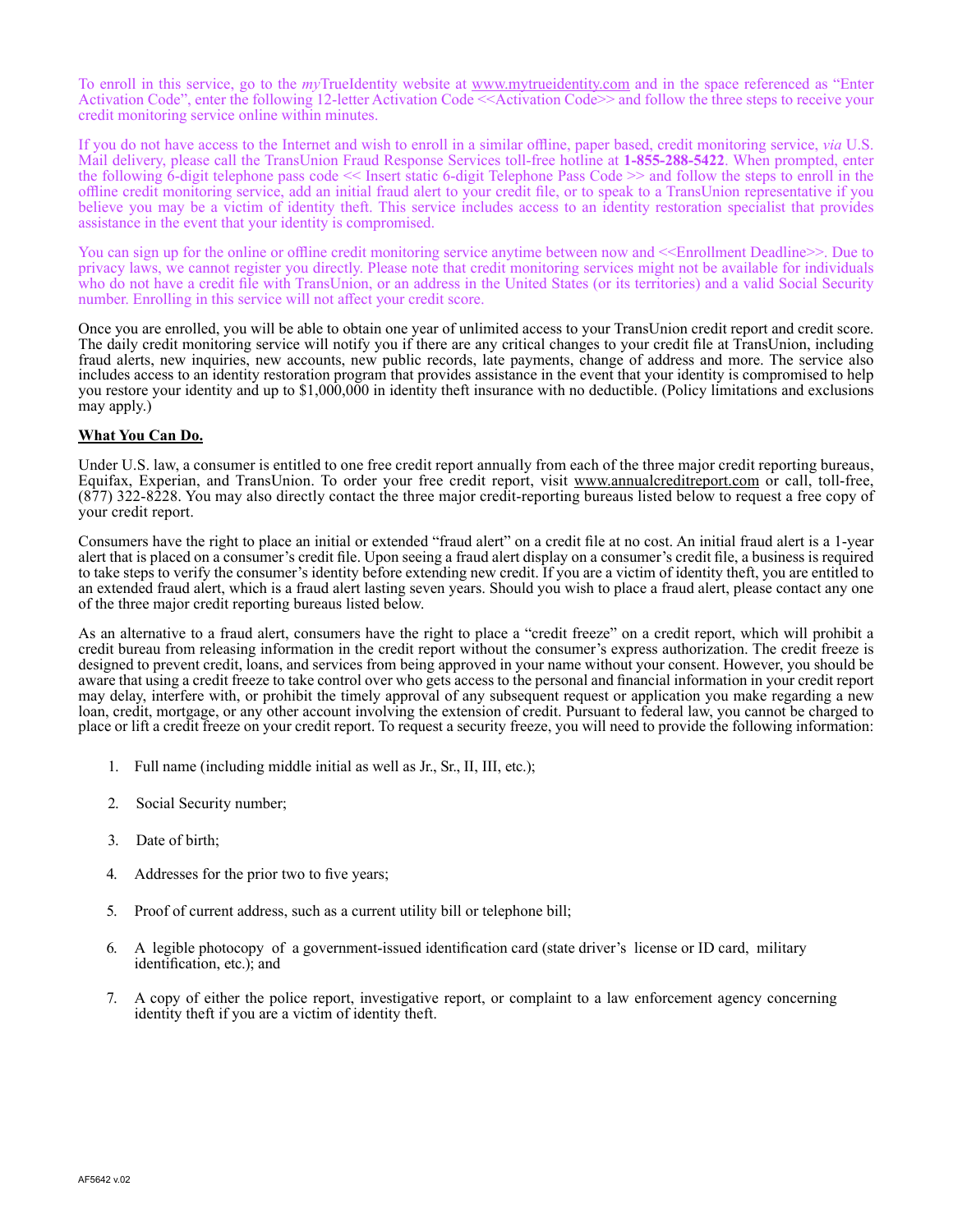To enroll in this service, go to the *my*TrueIdentity website at www.mytrueidentity.com and in the space referenced as "Enter Activation Code", enter the following 12-letter Activation Code <<Activation Code>> and follow the three steps to receive your credit monitoring service online within minutes.

If you do not have access to the Internet and wish to enroll in a similar offline, paper based, credit monitoring service, *via* U.S. Mail delivery, please call the TransUnion Fraud Response Services toll-free hotline at **1-855-288-5422**. When prompted, enter the following 6-digit telephone pass code << Insert static 6-digit Telephone Pass Code >> and follow the steps to enroll in the offline credit monitoring service, add an initial fraud alert to your credit file, or to speak to a TransUnion representative if you believe you may be a victim of identity theft. This service includes access to an identity restoration specialist that provides assistance in the event that your identity is compromised.

You can sign up for the online or offline credit monitoring service anytime between now and <<Enrollment Deadline>>. Due to privacy laws, we cannot register you directly. Please note that credit monitoring services might not be available for individuals who do not have a credit file with TransUnion, or an address in the United States (or its territories) and a valid Social Security number. Enrolling in this service will not affect your credit score.

Once you are enrolled, you will be able to obtain one year of unlimited access to your TransUnion credit report and credit score. The daily credit monitoring service will notify you if there are any critical changes to your credit file at TransUnion, including fraud alerts, new inquiries, new accounts, new public records, late payments, change of address and more. The service also includes access to an identity restoration program that provides assistance in the event that your identity is compromised to help you restore your identity and up to $1,000,000 in identity theft insurance with no deductible. (Policy limitations and exclusions may apply.)

**What You Can Do.**

Under U.S. law, a consumer is entitled to one free credit report annually from each of the three major credit reporting bureaus, Equifax, Experian, and TransUnion. To order your free credit report, visit www.annualcreditreport.com or call, toll-free, (877) 322-8228. You may also directly contact the three major credit-reporting bureaus listed below to request a free copy of your credit report.

Consumers have the right to place an initial or extended "fraud alert" on a credit file at no cost. An initial fraud alert is a 1-year alert that is placed on a consumer's credit file. Upon seeing a fraud alert display on a consumer's credit file, a business is required to take steps to verify the consumer's identity before extending new credit. If you are a victim of identity theft, you are entitled to an extended fraud alert, which is a fraud alert lasting seven years. Should you wish to place a fraud alert, please contact any one of the three major credit reporting bureaus listed below.

As an alternative to a fraud alert, consumers have the right to place a "credit freeze" on a credit report, which will prohibit a credit bureau from releasing information in the credit report without the consumer's express authorization. The credit freeze is designed to prevent credit, loans, and services from being approved in your name without your consent. However, you should be aware that using a credit freeze to take control over who gets access to the personal and financial information in your credit report may delay, interfere with, or prohibit the timely approval of any subsequent request or application you make regarding a new loan, credit, mortgage, or any other account involving the extension of credit. Pursuant to federal law, you cannot be charged to place or lift a credit freeze on your credit report. To request a security freeze, you will need to provide the following information:

1. Full name (including middle initial as well as Jr., Sr., II, III, etc.);
2. Social Security number;
3. Date of birth;
4. Addresses for the prior two to five years;
5. Proof of current address, such as a current utility bill or telephone bill;
6. A legible photocopy of a government-issued identification card (state driver's license or ID card, military identification, etc.); and
7. A copy of either the police report, investigative report, or complaint to a law enforcement agency concerning identity theft if you are a victim of identity theft.

AF5642 v.02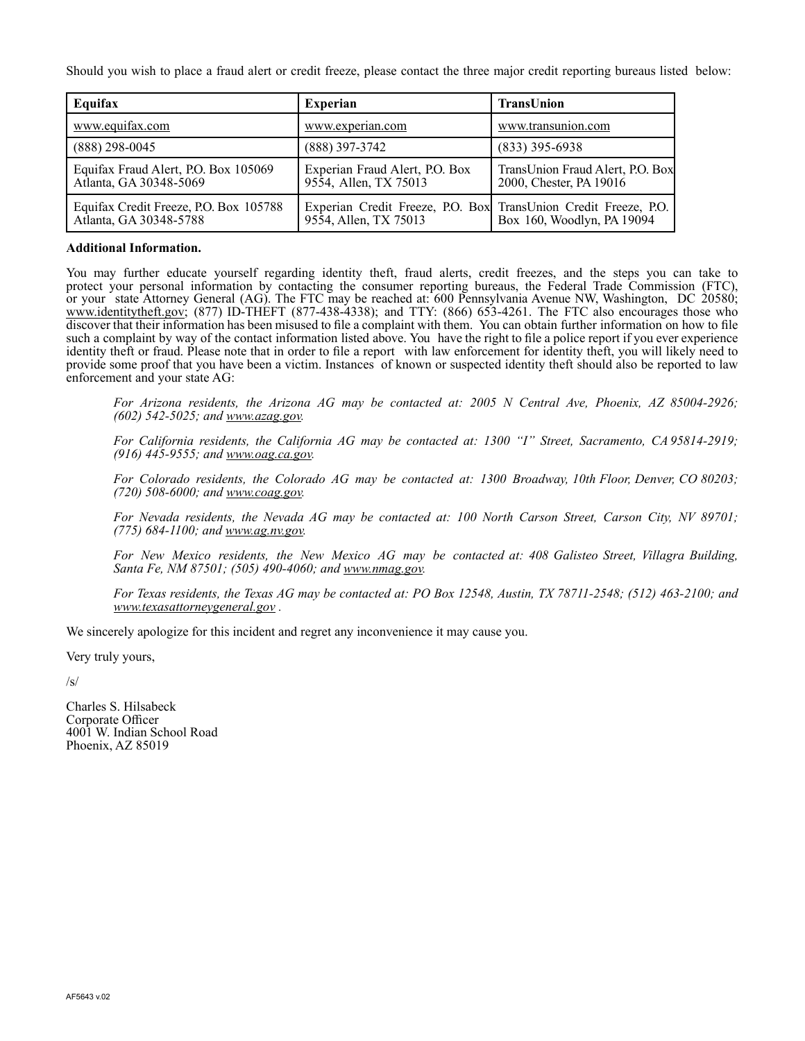Should you wish to place a fraud alert or credit freeze, please contact the three major credit reporting bureaus listed below:

| Equifax | Experian | TransUnion |
|---|---|---|
| www.equifax.com | www.experian.com | www.transunion.com |
| (888) 298-0045 | (888) 397-3742 | (833) 395-6938 |
| Equifax Fraud Alert, P.O. Box 105069 Atlanta, GA 30348-5069 | Experian Fraud Alert, P.O. Box 9554, Allen, TX 75013 | TransUnion Fraud Alert, P.O. Box 2000, Chester, PA 19016 |
| Equifax Credit Freeze, P.O. Box 105788 Atlanta, GA 30348-5788 | Experian Credit Freeze, P.O. Box 9554, Allen, TX 75013 | TransUnion Credit Freeze, P.O. Box 160, Woodlyn, PA 19094 |

**Additional Information.**

You may further educate yourself regarding identity theft, fraud alerts, credit freezes, and the steps you can take to protect your personal information by contacting the consumer reporting bureaus, the Federal Trade Commission (FTC), or your state Attorney General (AG). The FTC may be reached at: 600 Pennsylvania Avenue NW, Washington, DC 20580; www.identitytheft.gov; (877) ID-THEFT (877-438-4338); and TTY: (866) 653-4261. The FTC also encourages those who discover that their information has been misused to file a complaint with them. You can obtain further information on how to file such a complaint by way of the contact information listed above. You have the right to file a police report if you ever experience identity theft or fraud. Please note that in order to file a report with law enforcement for identity theft, you will likely need to provide some proof that you have been a victim. Instances of known or suspected identity theft should also be reported to law enforcement and your state AG:

*For Arizona residents, the Arizona AG may be contacted at: 2005 N Central Ave, Phoenix, AZ 85004-2926; (602) 542-5025; and www.azag.gov.*

*For California residents, the California AG may be contacted at: 1300 "I" Street, Sacramento, CA 95814-2919; (916) 445-9555; and www.oag.ca.gov.*

*For Colorado residents, the Colorado AG may be contacted at: 1300 Broadway, 10th Floor, Denver, CO 80203; (720) 508-6000; and www.coag.gov.*

*For Nevada residents, the Nevada AG may be contacted at: 100 North Carson Street, Carson City, NV 89701; (775) 684-1100; and www.ag.nv.gov.*

*For New Mexico residents, the New Mexico AG may be contacted at: 408 Galisteo Street, Villagra Building, Santa Fe, NM 87501; (505) 490-4060; and www.nmag.gov.*

*For Texas residents, the Texas AG may be contacted at: PO Box 12548, Austin, TX 78711-2548; (512) 463-2100; and www.texasattorneygeneral.gov .*

We sincerely apologize for this incident and regret any inconvenience it may cause you.

Very truly yours,

/s/

Charles S. Hilsabeck
Corporate Officer
4001 W. Indian School Road
Phoenix, AZ 85019

AF5643 v.02